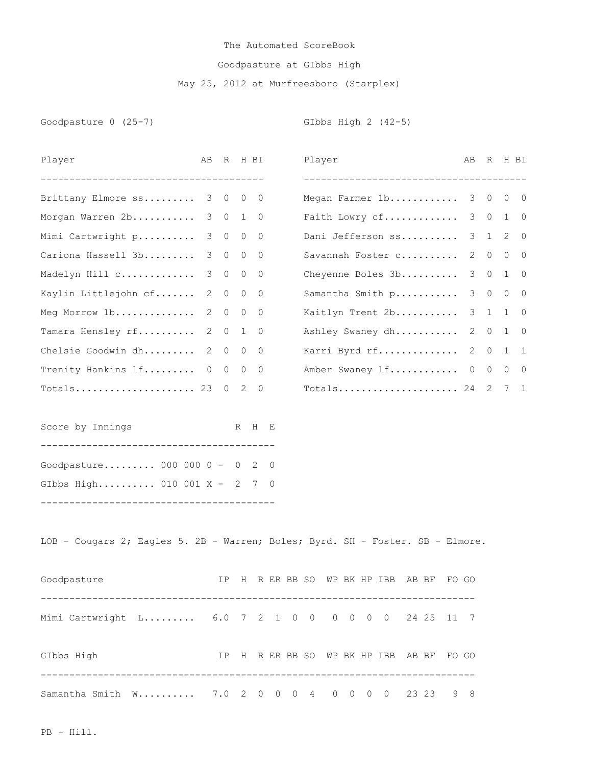# The Automated ScoreBook

## Goodpasture at GIbbs High

### May 25, 2012 at Murfreesboro (Starplex)

**Goodpasture 0 (25-7)**

| Player | AB | R | H | BI |
|---|---|---|---|---|
| Brittany Elmore ss | 3 | 0 | 0 | 0 |
| Morgan Warren 2b | 3 | 0 | 1 | 0 |
| Mimi Cartwright p | 3 | 0 | 0 | 0 |
| Cariona Hassell 3b | 3 | 0 | 0 | 0 |
| Madelyn Hill c | 3 | 0 | 0 | 0 |
| Kaylin Littlejohn cf | 2 | 0 | 0 | 0 |
| Meg Morrow 1b | 2 | 0 | 0 | 0 |
| Tamara Hensley rf | 2 | 0 | 1 | 0 |
| Chelsie Goodwin dh | 2 | 0 | 0 | 0 |
| Trenity Hankins lf | 0 | 0 | 0 | 0 |
| Totals | 23 | 0 | 2 | 0 |

**GIbbs High 2 (42-5)**

| Player | AB | R | H | BI |
|---|---|---|---|---|
| Megan Farmer 1b | 3 | 0 | 0 | 0 |
| Faith Lowry cf | 3 | 0 | 1 | 0 |
| Dani Jefferson ss | 3 | 1 | 2 | 0 |
| Savannah Foster c | 2 | 0 | 0 | 0 |
| Cheyenne Boles 3b | 3 | 0 | 1 | 0 |
| Samantha Smith p | 3 | 0 | 0 | 0 |
| Kaitlyn Trent 2b | 3 | 1 | 1 | 0 |
| Ashley Swaney dh | 2 | 0 | 1 | 0 |
| Karri Byrd rf | 2 | 0 | 1 | 1 |
| Amber Swaney lf | 0 | 0 | 0 | 0 |
| Totals | 24 | 2 | 7 | 1 |

| Score by Innings | | R | H | E |
|---|---|---|---|---|
| Goodpasture | 000 000 0 | 0 | 2 | 0 |
| GIbbs High | 010 001 X | 2 | 7 | 0 |

LOB - Cougars 2; Eagles 5. 2B - Warren; Boles; Byrd. SH - Foster. SB - Elmore.

| Goodpasture | IP | H | R | ER | BB | SO | WP | BK | HP | IBB | AB | BF | FO | GO |
|---|---|---|---|---|---|---|---|---|---|---|---|---|---|---|
| Mimi Cartwright L | 6.0 | 7 | 2 | 1 | 0 | 0 | 0 | 0 | 0 | 0 | 24 | 25 | 11 | 7 |

| GIbbs High | IP | H | R | ER | BB | SO | WP | BK | HP | IBB | AB | BF | FO | GO |
|---|---|---|---|---|---|---|---|---|---|---|---|---|---|---|
| Samantha Smith W | 7.0 | 2 | 0 | 0 | 0 | 4 | 0 | 0 | 0 | 0 | 23 | 23 | 9 | 8 |

PB - Hill.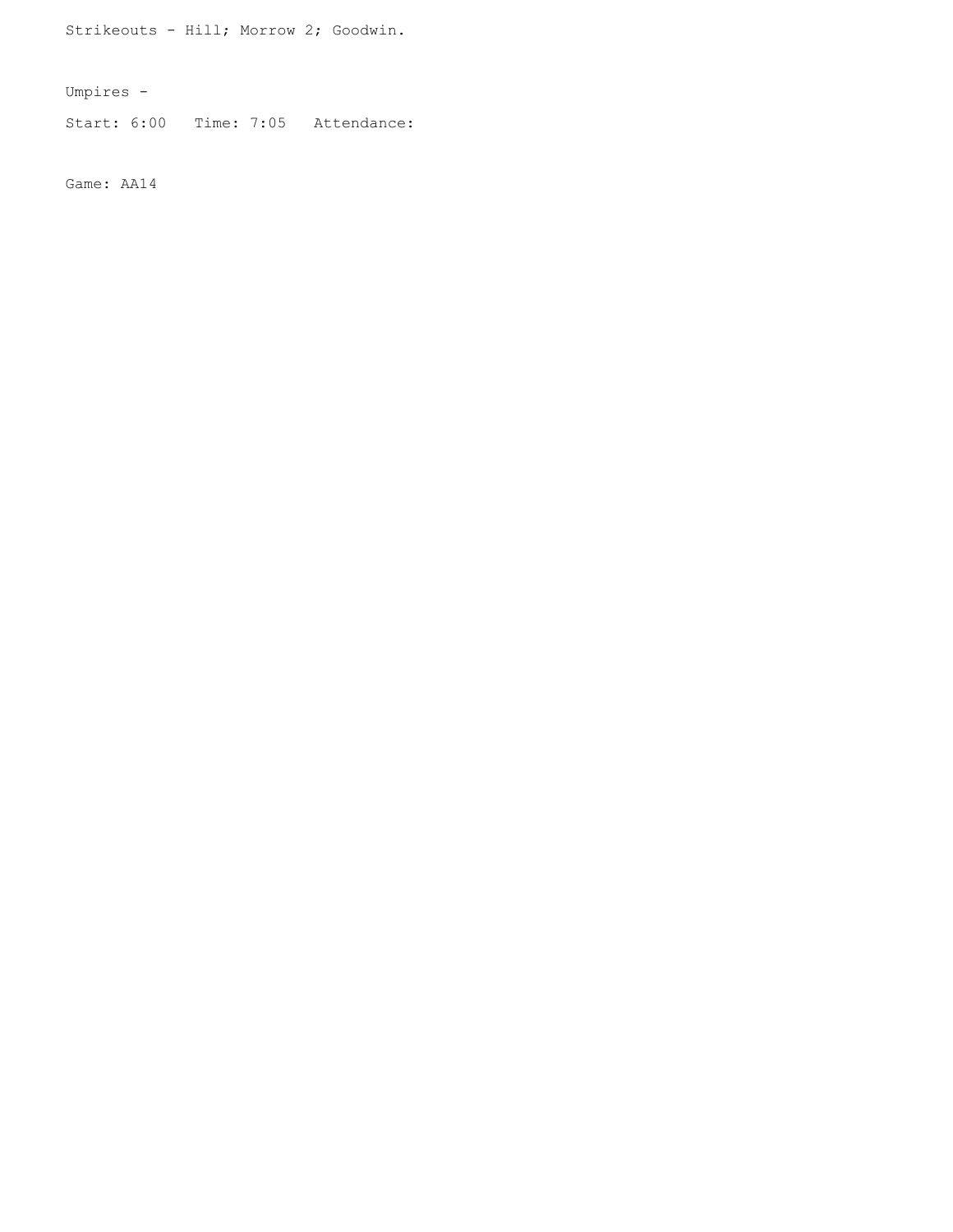Strikeouts - Hill; Morrow 2; Goodwin.

Umpires -

Start: 6:00   Time: 7:05   Attendance:

Game: AA14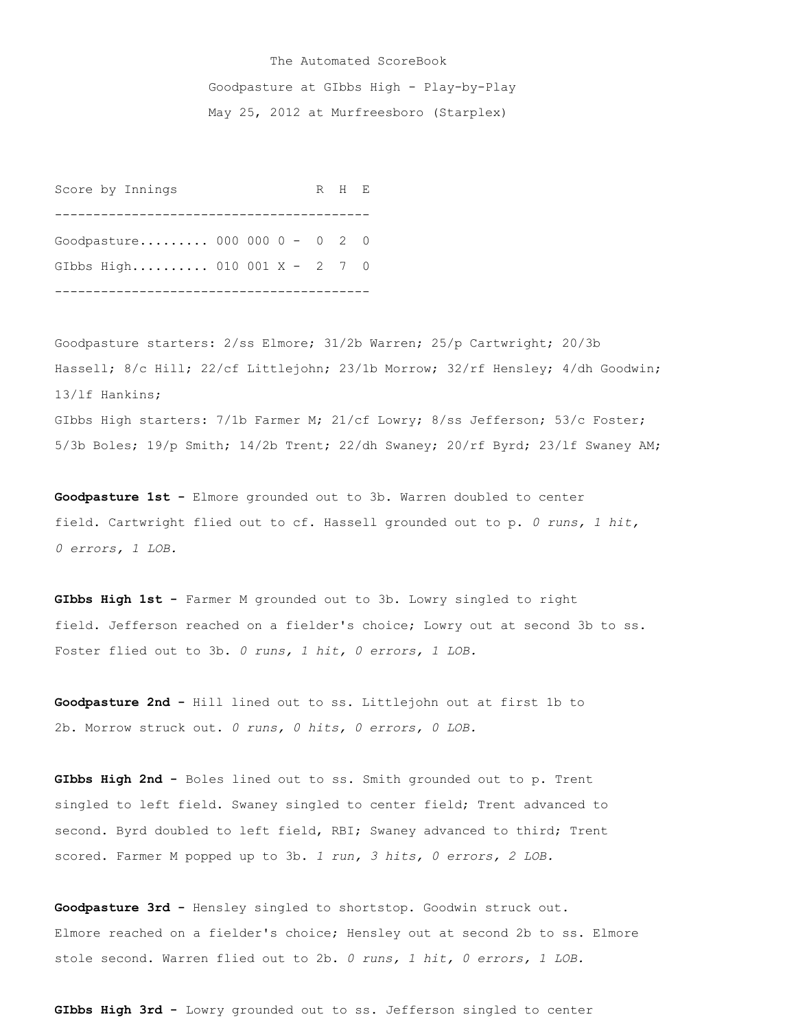The Automated ScoreBook

Goodpasture at GIbbs High - Play-by-Play

May 25, 2012 at Murfreesboro (Starplex)

| Score by Innings | | R | H | E |
|---|---|---|---|---|
| Goodpasture......... | 000 000 0 - | 0 | 2 | 0 |
| GIbbs High.......... | 010 001 X - | 2 | 7 | 0 |

Goodpasture starters: 2/ss Elmore; 31/2b Warren; 25/p Cartwright; 20/3b Hassell; 8/c Hill; 22/cf Littlejohn; 23/1b Morrow; 32/rf Hensley; 4/dh Goodwin; 13/lf Hankins;

GIbbs High starters: 7/1b Farmer M; 21/cf Lowry; 8/ss Jefferson; 53/c Foster; 5/3b Boles; 19/p Smith; 14/2b Trent; 22/dh Swaney; 20/rf Byrd; 23/lf Swaney AM;

**Goodpasture 1st -** Elmore grounded out to 3b. Warren doubled to center field. Cartwright flied out to cf. Hassell grounded out to p. *0 runs, 1 hit, 0 errors, 1 LOB.*

**GIbbs High 1st -** Farmer M grounded out to 3b. Lowry singled to right field. Jefferson reached on a fielder's choice; Lowry out at second 3b to ss. Foster flied out to 3b. *0 runs, 1 hit, 0 errors, 1 LOB.*

**Goodpasture 2nd -** Hill lined out to ss. Littlejohn out at first 1b to 2b. Morrow struck out. *0 runs, 0 hits, 0 errors, 0 LOB.*

**GIbbs High 2nd -** Boles lined out to ss. Smith grounded out to p. Trent singled to left field. Swaney singled to center field; Trent advanced to second. Byrd doubled to left field, RBI; Swaney advanced to third; Trent scored. Farmer M popped up to 3b. *1 run, 3 hits, 0 errors, 2 LOB.*

**Goodpasture 3rd -** Hensley singled to shortstop. Goodwin struck out. Elmore reached on a fielder's choice; Hensley out at second 2b to ss. Elmore stole second. Warren flied out to 2b. *0 runs, 1 hit, 0 errors, 1 LOB.*

**GIbbs High 3rd -** Lowry grounded out to ss. Jefferson singled to center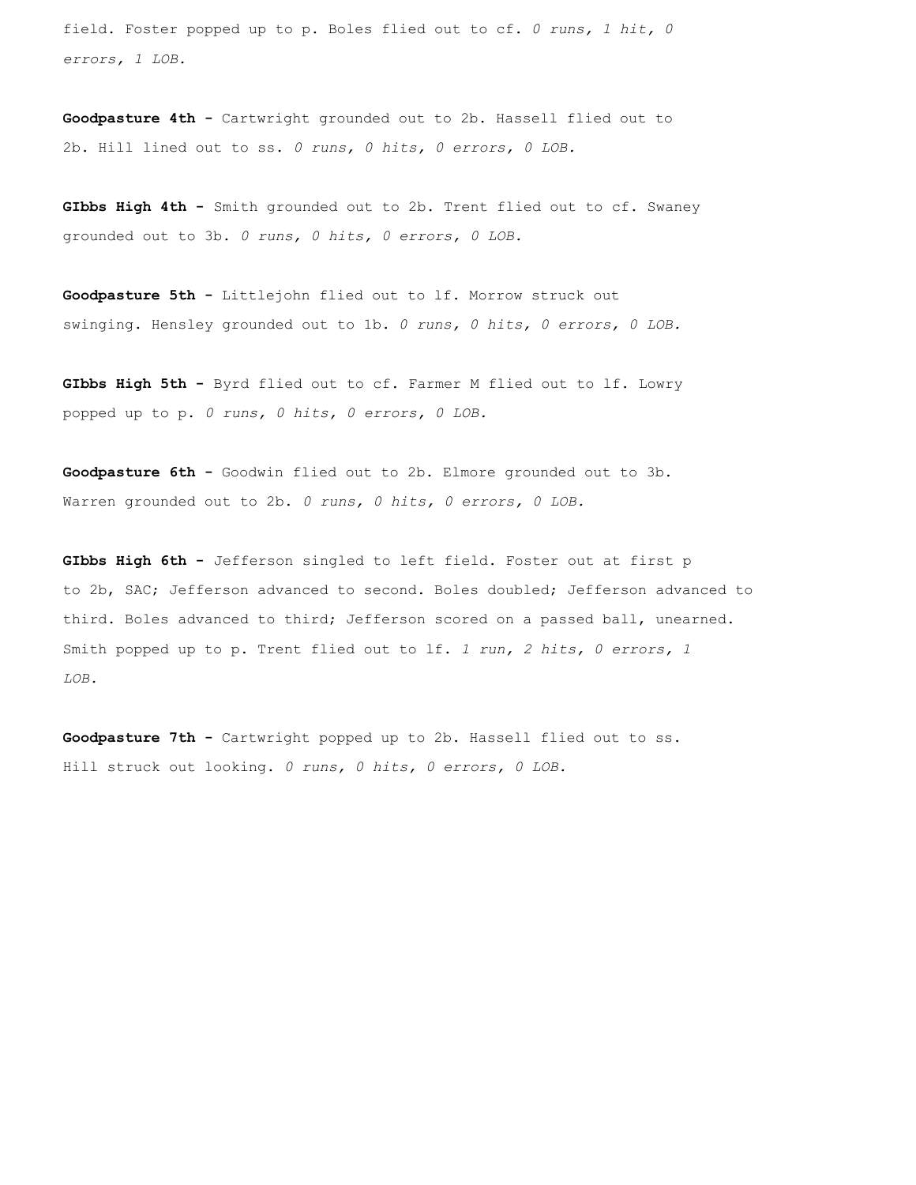field. Foster popped up to p. Boles flied out to cf. *0 runs, 1 hit, 0 errors, 1 LOB.*

**Goodpasture 4th -** Cartwright grounded out to 2b. Hassell flied out to 2b. Hill lined out to ss. *0 runs, 0 hits, 0 errors, 0 LOB.*

**GIbbs High 4th -** Smith grounded out to 2b. Trent flied out to cf. Swaney grounded out to 3b. *0 runs, 0 hits, 0 errors, 0 LOB.*

**Goodpasture 5th -** Littlejohn flied out to lf. Morrow struck out swinging. Hensley grounded out to 1b. *0 runs, 0 hits, 0 errors, 0 LOB.*

**GIbbs High 5th -** Byrd flied out to cf. Farmer M flied out to lf. Lowry popped up to p. *0 runs, 0 hits, 0 errors, 0 LOB.*

**Goodpasture 6th -** Goodwin flied out to 2b. Elmore grounded out to 3b. Warren grounded out to 2b. *0 runs, 0 hits, 0 errors, 0 LOB.*

**GIbbs High 6th -** Jefferson singled to left field. Foster out at first p to 2b, SAC; Jefferson advanced to second. Boles doubled; Jefferson advanced to third. Boles advanced to third; Jefferson scored on a passed ball, unearned. Smith popped up to p. Trent flied out to lf. *1 run, 2 hits, 0 errors, 1 LOB.*

**Goodpasture 7th -** Cartwright popped up to 2b. Hassell flied out to ss. Hill struck out looking. *0 runs, 0 hits, 0 errors, 0 LOB.*